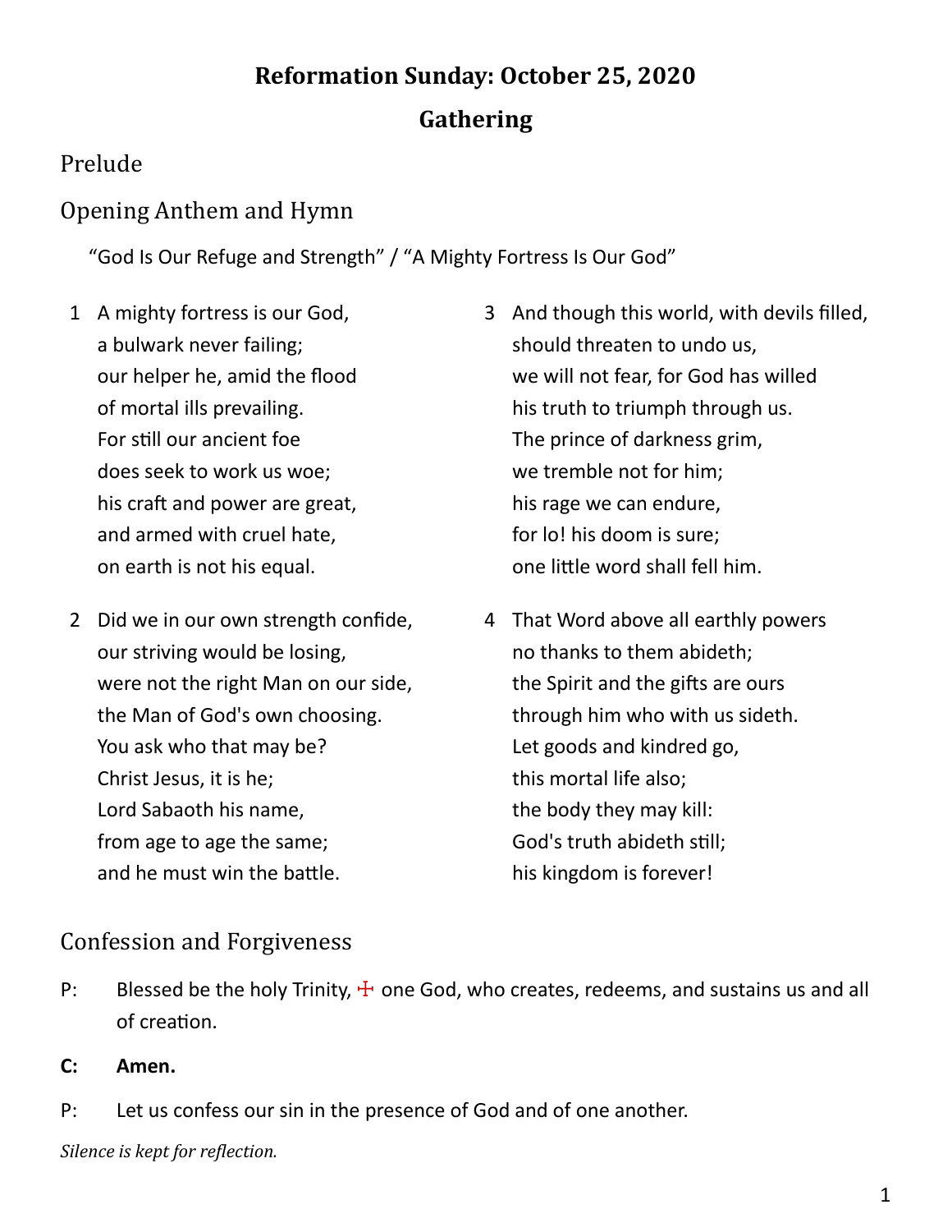# Reformation Sunday: October 25, 2020

# Gathering

## Prelude

## Opening Anthem and Hymn

"God Is Our Refuge and Strength" / "A Mighty Fortress Is Our God"

1 A mighty fortress is our God,
a bulwark never failing;
our helper he, amid the flood
of mortal ills prevailing.
For still our ancient foe
does seek to work us woe;
his craft and power are great,
and armed with cruel hate,
on earth is not his equal.

2 Did we in our own strength confide,
our striving would be losing,
were not the right Man on our side,
the Man of God's own choosing.
You ask who that may be?
Christ Jesus, it is he;
Lord Sabaoth his name,
from age to age the same;
and he must win the battle.

3 And though this world, with devils filled,
should threaten to undo us,
we will not fear, for God has willed
his truth to triumph through us.
The prince of darkness grim,
we tremble not for him;
his rage we can endure,
for lo! his doom is sure;
one little word shall fell him.

4 That Word above all earthly powers
no thanks to them abideth;
the Spirit and the gifts are ours
through him who with us sideth.
Let goods and kindred go,
this mortal life also;
the body they may kill:
God's truth abideth still;
his kingdom is forever!

## Confession and Forgiveness

P: Blessed be the holy Trinity, ☩ one God, who creates, redeems, and sustains us and all of creation.

**C: Amen.**

P: Let us confess our sin in the presence of God and of one another.

*Silence is kept for reflection.*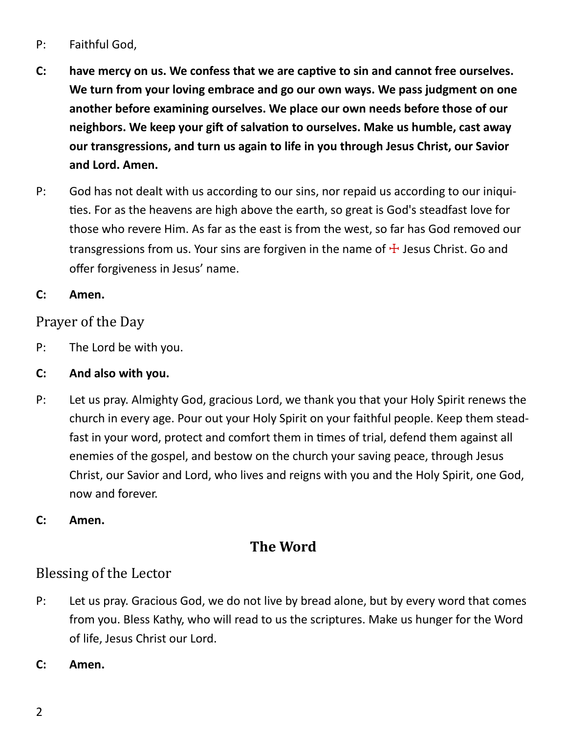P: Faithful God,

**C: have mercy on us. We confess that we are captive to sin and cannot free ourselves. We turn from your loving embrace and go our own ways. We pass judgment on one another before examining ourselves. We place our own needs before those of our neighbors. We keep your gift of salvation to ourselves. Make us humble, cast away our transgressions, and turn us again to life in you through Jesus Christ, our Savior and Lord. Amen.**

P: God has not dealt with us according to our sins, nor repaid us according to our iniquities. For as the heavens are high above the earth, so great is God's steadfast love for those who revere Him. As far as the east is from the west, so far has God removed our transgressions from us. Your sins are forgiven in the name of ☩ Jesus Christ. Go and offer forgiveness in Jesus' name.

**C: Amen.**

## Prayer of the Day

P: The Lord be with you.

**C: And also with you.**

P: Let us pray. Almighty God, gracious Lord, we thank you that your Holy Spirit renews the church in every age. Pour out your Holy Spirit on your faithful people. Keep them steadfast in your word, protect and comfort them in times of trial, defend them against all enemies of the gospel, and bestow on the church your saving peace, through Jesus Christ, our Savior and Lord, who lives and reigns with you and the Holy Spirit, one God, now and forever.

**C: Amen.**

# The Word

## Blessing of the Lector

P: Let us pray. Gracious God, we do not live by bread alone, but by every word that comes from you. Bless Kathy, who will read to us the scriptures. Make us hunger for the Word of life, Jesus Christ our Lord.

**C: Amen.**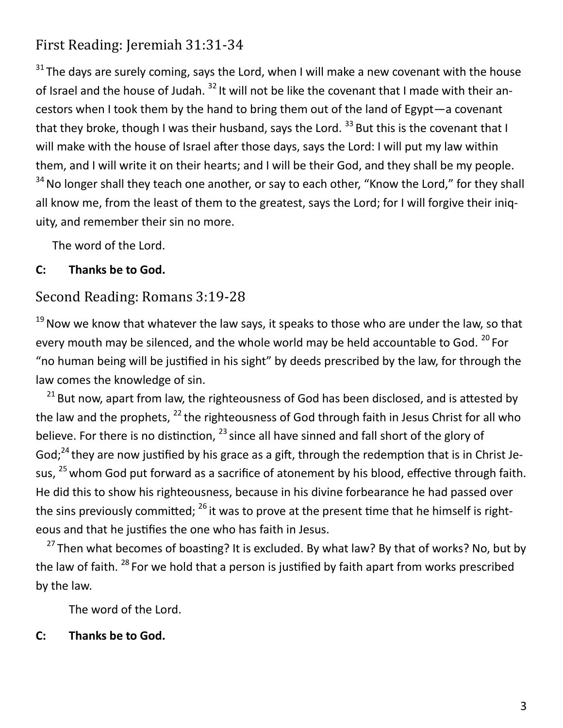## First Reading: Jeremiah 31:31-34

[31] The days are surely coming, says the Lord, when I will make a new covenant with the house of Israel and the house of Judah. [32] It will not be like the covenant that I made with their ancestors when I took them by the hand to bring them out of the land of Egypt—a covenant that they broke, though I was their husband, says the Lord. [33] But this is the covenant that I will make with the house of Israel after those days, says the Lord: I will put my law within them, and I will write it on their hearts; and I will be their God, and they shall be my people. [34] No longer shall they teach one another, or say to each other, "Know the Lord," for they shall all know me, from the least of them to the greatest, says the Lord; for I will forgive their iniquity, and remember their sin no more.

The word of the Lord.

**C: Thanks be to God.**

## Second Reading: Romans 3:19-28

[19] Now we know that whatever the law says, it speaks to those who are under the law, so that every mouth may be silenced, and the whole world may be held accountable to God. [20] For "no human being will be justified in his sight" by deeds prescribed by the law, for through the law comes the knowledge of sin.

[21] But now, apart from law, the righteousness of God has been disclosed, and is attested by the law and the prophets, [22] the righteousness of God through faith in Jesus Christ for all who believe. For there is no distinction, [23] since all have sinned and fall short of the glory of God;[24] they are now justified by his grace as a gift, through the redemption that is in Christ Jesus, [25] whom God put forward as a sacrifice of atonement by his blood, effective through faith. He did this to show his righteousness, because in his divine forbearance he had passed over the sins previously committed; [26] it was to prove at the present time that he himself is righteous and that he justifies the one who has faith in Jesus.

[27] Then what becomes of boasting? It is excluded. By what law? By that of works? No, but by the law of faith. [28] For we hold that a person is justified by faith apart from works prescribed by the law.

The word of the Lord.

**C: Thanks be to God.**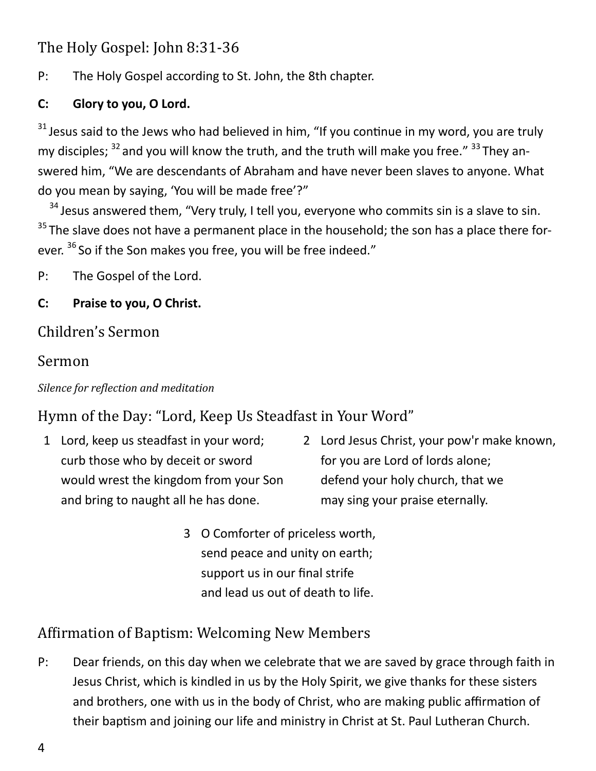## The Holy Gospel: John 8:31-36

P: The Holy Gospel according to St. John, the 8th chapter.

**C: Glory to you, O Lord.**

[31] Jesus said to the Jews who had believed in him, "If you continue in my word, you are truly my disciples; [32] and you will know the truth, and the truth will make you free." [33] They answered him, "We are descendants of Abraham and have never been slaves to anyone. What do you mean by saying, 'You will be made free'?"

[34] Jesus answered them, "Very truly, I tell you, everyone who commits sin is a slave to sin. [35] The slave does not have a permanent place in the household; the son has a place there forever. [36] So if the Son makes you free, you will be free indeed."

P: The Gospel of the Lord.

**C: Praise to you, O Christ.**

## Children's Sermon

## Sermon

*Silence for reflection and meditation*

## Hymn of the Day: "Lord, Keep Us Steadfast in Your Word"

1 Lord, keep us steadfast in your word;
curb those who by deceit or sword
would wrest the kingdom from your Son
and bring to naught all he has done.

2 Lord Jesus Christ, your pow'r make known,
for you are Lord of lords alone;
defend your holy church, that we
may sing your praise eternally.

3 O Comforter of priceless worth,
send peace and unity on earth;
support us in our final strife
and lead us out of death to life.

## Affirmation of Baptism: Welcoming New Members

P: Dear friends, on this day when we celebrate that we are saved by grace through faith in Jesus Christ, which is kindled in us by the Holy Spirit, we give thanks for these sisters and brothers, one with us in the body of Christ, who are making public affirmation of their baptism and joining our life and ministry in Christ at St. Paul Lutheran Church.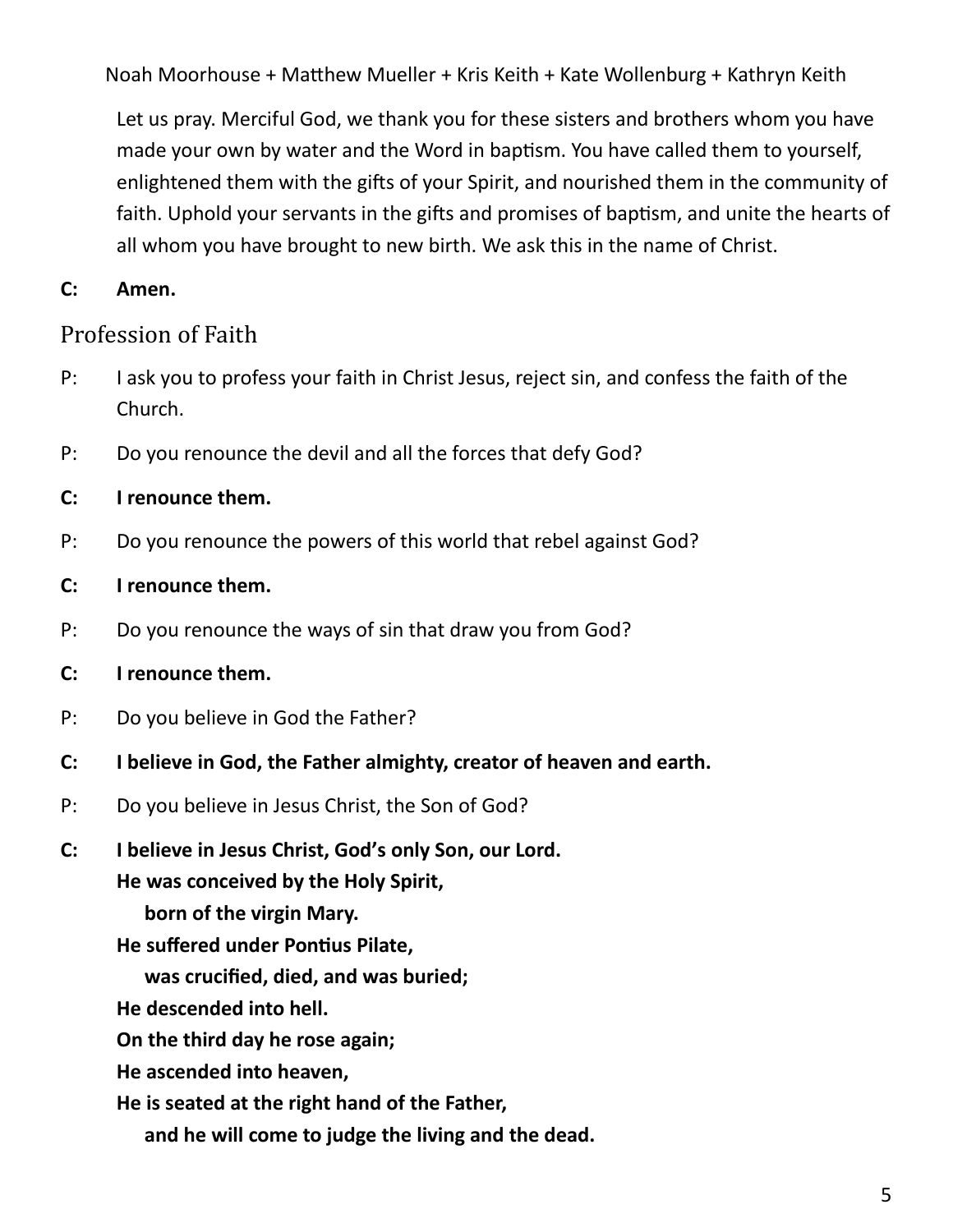Noah Moorhouse + Matthew Mueller + Kris Keith + Kate Wollenburg + Kathryn Keith

Let us pray. Merciful God, we thank you for these sisters and brothers whom you have made your own by water and the Word in baptism. You have called them to yourself, enlightened them with the gifts of your Spirit, and nourished them in the community of faith. Uphold your servants in the gifts and promises of baptism, and unite the hearts of all whom you have brought to new birth. We ask this in the name of Christ.

**C: Amen.**

## Profession of Faith

P: I ask you to profess your faith in Christ Jesus, reject sin, and confess the faith of the Church.

P: Do you renounce the devil and all the forces that defy God?

**C: I renounce them.**

P: Do you renounce the powers of this world that rebel against God?

**C: I renounce them.**

P: Do you renounce the ways of sin that draw you from God?

**C: I renounce them.**

P: Do you believe in God the Father?

**C: I believe in God, the Father almighty, creator of heaven and earth.**

P: Do you believe in Jesus Christ, the Son of God?

**C: I believe in Jesus Christ, God's only Son, our Lord.**
**He was conceived by the Holy Spirit,**
**born of the virgin Mary.**
**He suffered under Pontius Pilate,**
**was crucified, died, and was buried;**
**He descended into hell.**
**On the third day he rose again;**
**He ascended into heaven,**
**He is seated at the right hand of the Father,**
**and he will come to judge the living and the dead.**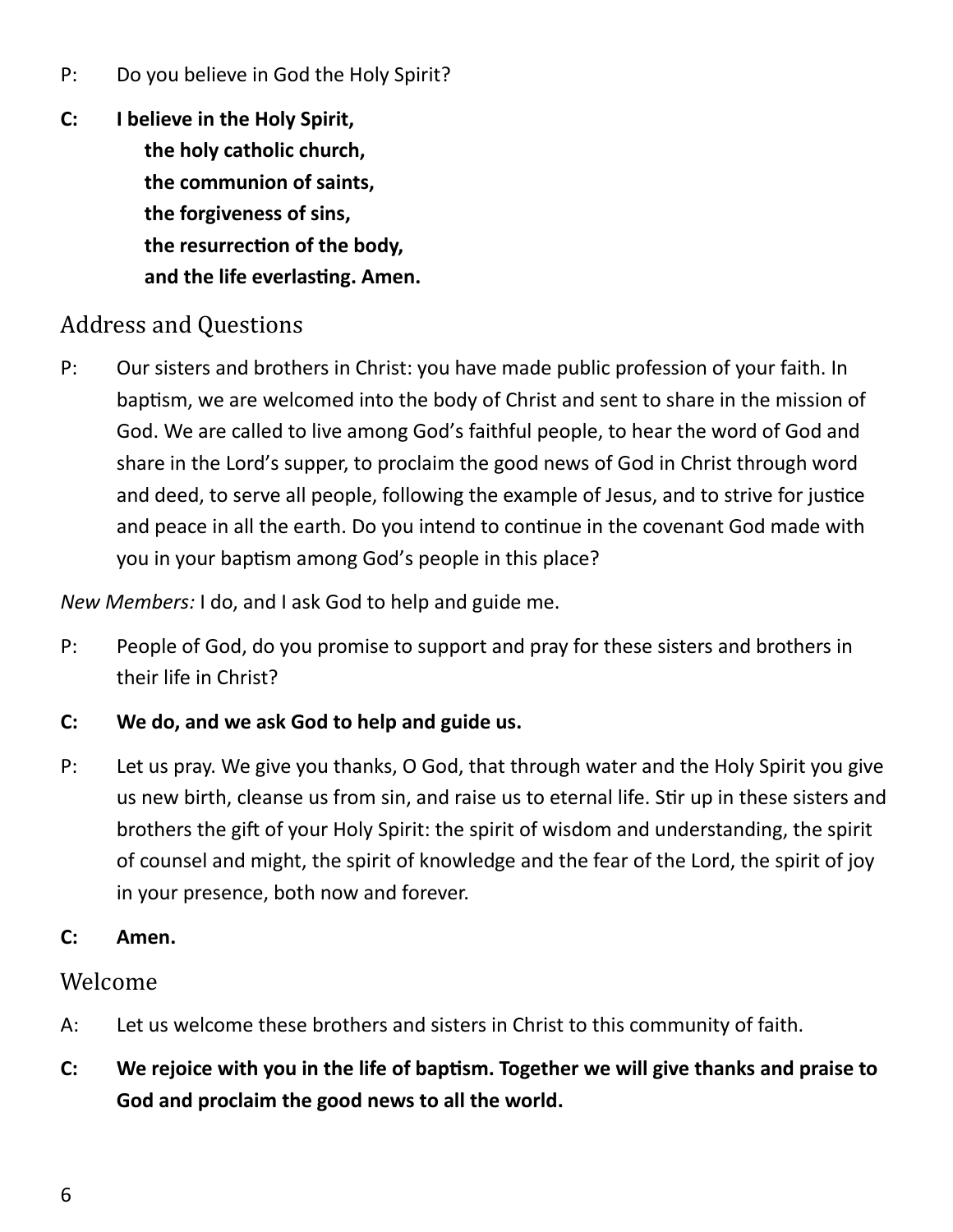P: Do you believe in God the Holy Spirit?

**C: I believe in the Holy Spirit,**
**the holy catholic church,**
**the communion of saints,**
**the forgiveness of sins,**
**the resurrection of the body,**
**and the life everlasting. Amen.**

## Address and Questions

P: Our sisters and brothers in Christ: you have made public profession of your faith. In baptism, we are welcomed into the body of Christ and sent to share in the mission of God. We are called to live among God's faithful people, to hear the word of God and share in the Lord's supper, to proclaim the good news of God in Christ through word and deed, to serve all people, following the example of Jesus, and to strive for justice and peace in all the earth. Do you intend to continue in the covenant God made with you in your baptism among God's people in this place?

*New Members:* I do, and I ask God to help and guide me.

P: People of God, do you promise to support and pray for these sisters and brothers in their life in Christ?

**C: We do, and we ask God to help and guide us.**

P: Let us pray. We give you thanks, O God, that through water and the Holy Spirit you give us new birth, cleanse us from sin, and raise us to eternal life. Stir up in these sisters and brothers the gift of your Holy Spirit: the spirit of wisdom and understanding, the spirit of counsel and might, the spirit of knowledge and the fear of the Lord, the spirit of joy in your presence, both now and forever.

**C: Amen.**

## Welcome

A: Let us welcome these brothers and sisters in Christ to this community of faith.

**C: We rejoice with you in the life of baptism. Together we will give thanks and praise to God and proclaim the good news to all the world.**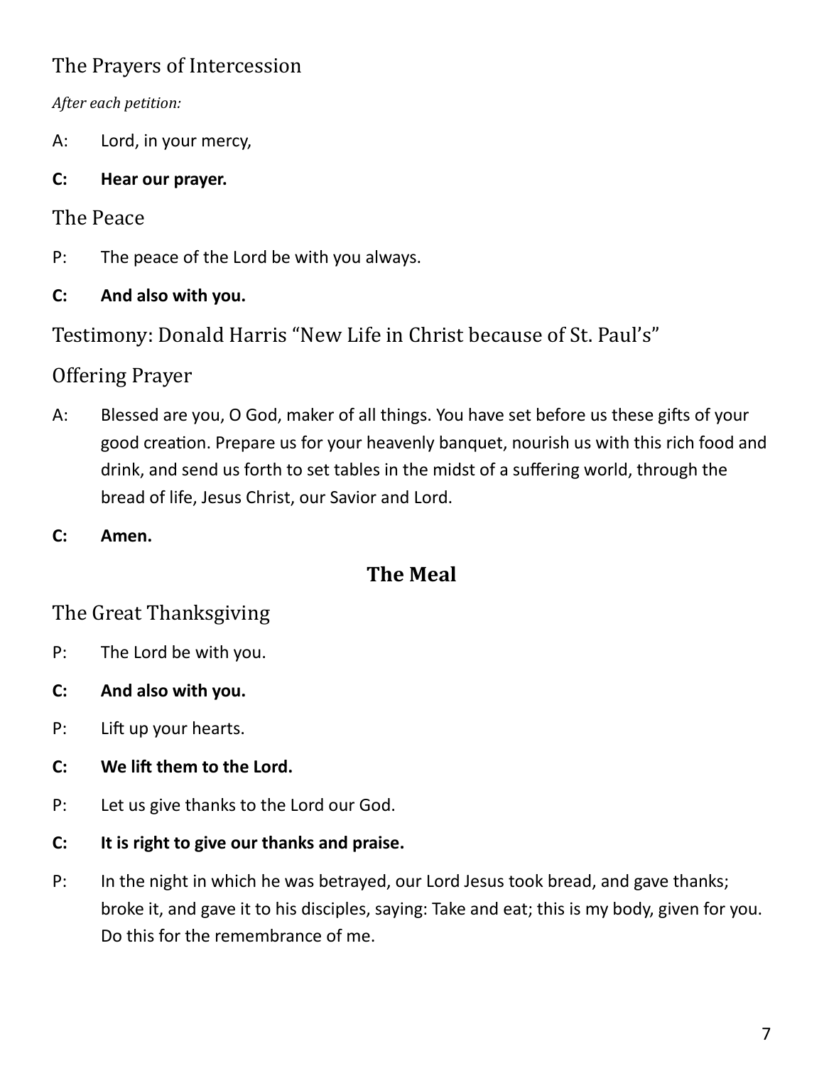## The Prayers of Intercession

*After each petition:*

A: Lord, in your mercy,

**C: Hear our prayer.**

## The Peace

P: The peace of the Lord be with you always.

**C: And also with you.**

## Testimony: Donald Harris "New Life in Christ because of St. Paul's"

## Offering Prayer

A: Blessed are you, O God, maker of all things. You have set before us these gifts of your good creation. Prepare us for your heavenly banquet, nourish us with this rich food and drink, and send us forth to set tables in the midst of a suffering world, through the bread of life, Jesus Christ, our Savior and Lord.

**C: Amen.**

# The Meal

## The Great Thanksgiving

P: The Lord be with you.

**C: And also with you.**

P: Lift up your hearts.

**C: We lift them to the Lord.**

P: Let us give thanks to the Lord our God.

**C: It is right to give our thanks and praise.**

P: In the night in which he was betrayed, our Lord Jesus took bread, and gave thanks; broke it, and gave it to his disciples, saying: Take and eat; this is my body, given for you. Do this for the remembrance of me.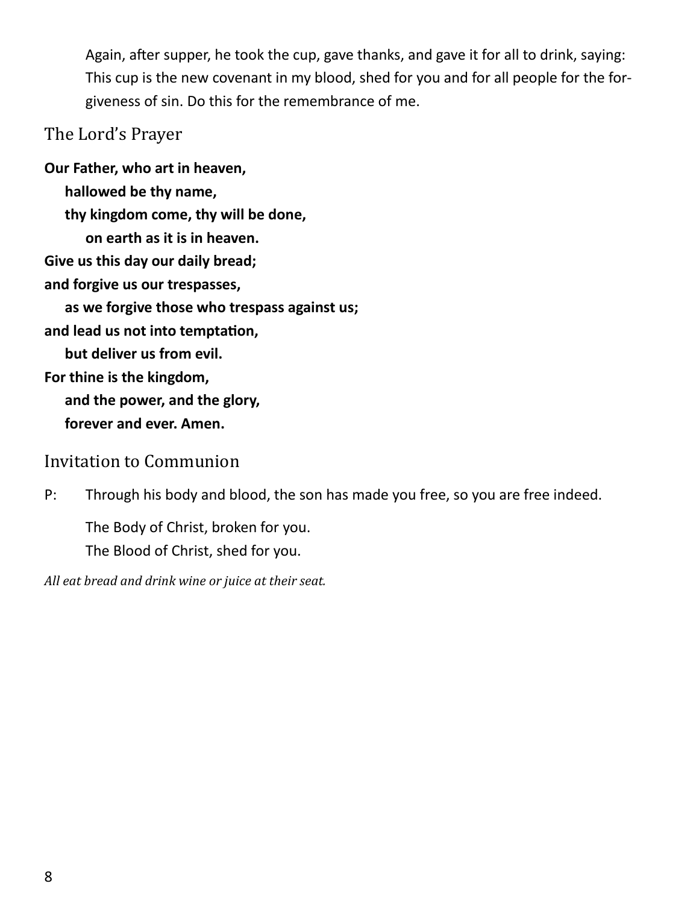Again, after supper, he took the cup, gave thanks, and gave it for all to drink, saying: This cup is the new covenant in my blood, shed for you and for all people for the forgiveness of sin. Do this for the remembrance of me.

## The Lord's Prayer

**Our Father, who art in heaven,**
**hallowed be thy name,**
**thy kingdom come, thy will be done,**
**on earth as it is in heaven.**
**Give us this day our daily bread;**
**and forgive us our trespasses,**
**as we forgive those who trespass against us;**
**and lead us not into temptation,**
**but deliver us from evil.**
**For thine is the kingdom,**
**and the power, and the glory,**
**forever and ever. Amen.**

## Invitation to Communion

P: Through his body and blood, the son has made you free, so you are free indeed.

The Body of Christ, broken for you.
The Blood of Christ, shed for you.

*All eat bread and drink wine or juice at their seat.*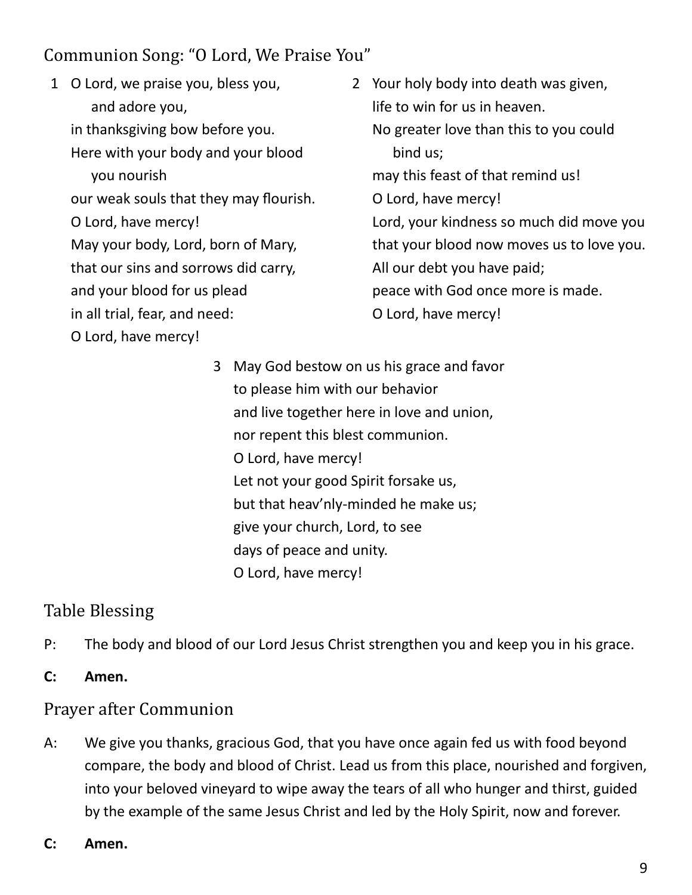## Communion Song: "O Lord, We Praise You"

1 O Lord, we praise you, bless you, and adore you,
in thanksgiving bow before you.
Here with your body and your blood you nourish
our weak souls that they may flourish.
O Lord, have mercy!
May your body, Lord, born of Mary,
that our sins and sorrows did carry,
and your blood for us plead
in all trial, fear, and need:
O Lord, have mercy!

2 Your holy body into death was given,
life to win for us in heaven.
No greater love than this to you could bind us;
may this feast of that remind us!
O Lord, have mercy!
Lord, your kindness so much did move you
that your blood now moves us to love you.
All our debt you have paid;
peace with God once more is made.
O Lord, have mercy!

3 May God bestow on us his grace and favor
to please him with our behavior
and live together here in love and union,
nor repent this blest communion.
O Lord, have mercy!
Let not your good Spirit forsake us,
but that heav'nly-minded he make us;
give your church, Lord, to see
days of peace and unity.
O Lord, have mercy!

## Table Blessing

P: The body and blood of our Lord Jesus Christ strengthen you and keep you in his grace.

**C: Amen.**

## Prayer after Communion

A: We give you thanks, gracious God, that you have once again fed us with food beyond compare, the body and blood of Christ. Lead us from this place, nourished and forgiven, into your beloved vineyard to wipe away the tears of all who hunger and thirst, guided by the example of the same Jesus Christ and led by the Holy Spirit, now and forever.

**C: Amen.**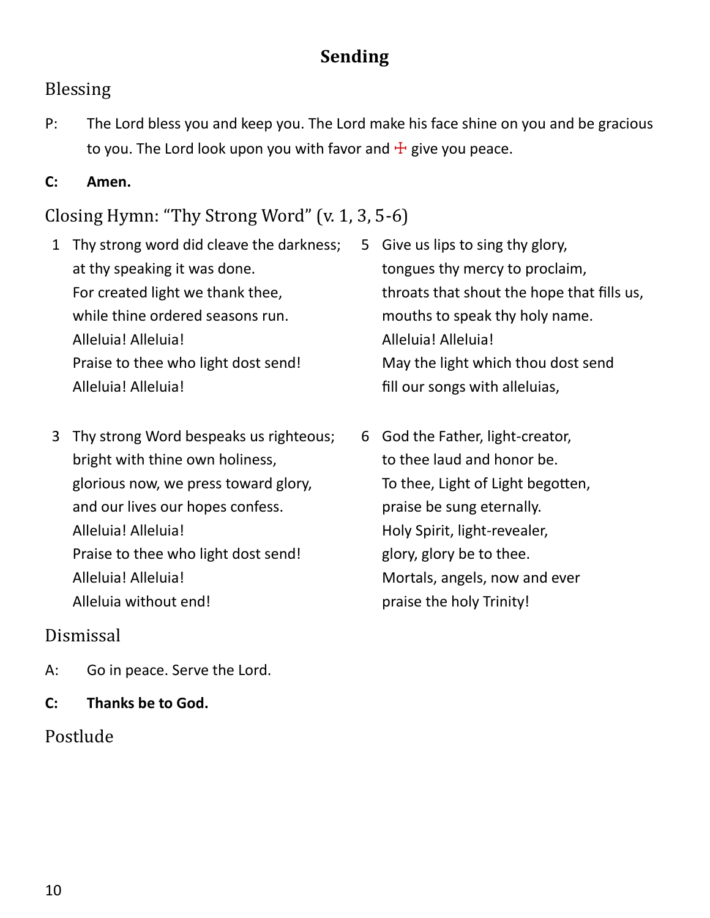## Sending

### Blessing

P: The Lord bless you and keep you. The Lord make his face shine on you and be gracious to you. The Lord look upon you with favor and ☩ give you peace.

**C: Amen.**

### Closing Hymn: "Thy Strong Word" (v. 1, 3, 5-6)

1 Thy strong word did cleave the darkness;
at thy speaking it was done.
For created light we thank thee,
while thine ordered seasons run.
Alleluia! Alleluia!
Praise to thee who light dost send!
Alleluia! Alleluia!

3 Thy strong Word bespeaks us righteous;
bright with thine own holiness,
glorious now, we press toward glory,
and our lives our hopes confess.
Alleluia! Alleluia!
Praise to thee who light dost send!
Alleluia! Alleluia!
Alleluia without end!

5 Give us lips to sing thy glory,
tongues thy mercy to proclaim,
throats that shout the hope that fills us,
mouths to speak thy holy name.
Alleluia! Alleluia!
May the light which thou dost send
fill our songs with alleluias,

6 God the Father, light-creator,
to thee laud and honor be.
To thee, Light of Light begotten,
praise be sung eternally.
Holy Spirit, light-revealer,
glory, glory be to thee.
Mortals, angels, now and ever
praise the holy Trinity!

### Dismissal

A: Go in peace. Serve the Lord.

**C: Thanks be to God.**

### Postlude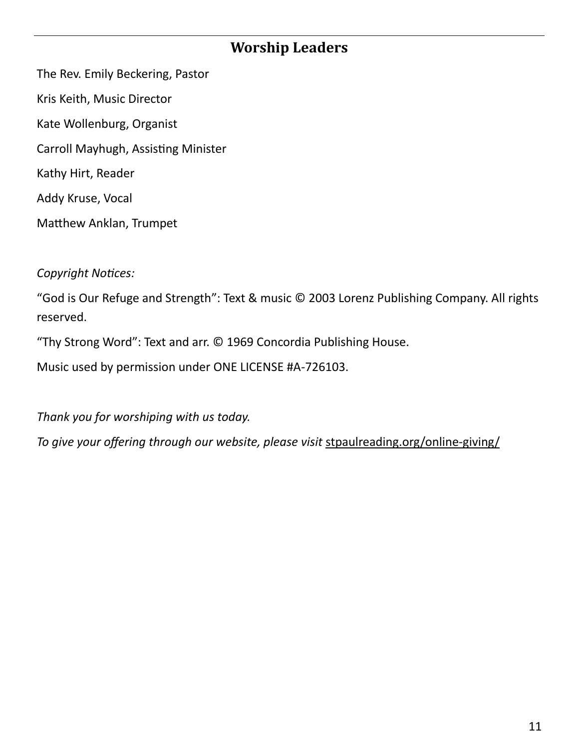## Worship Leaders

The Rev. Emily Beckering, Pastor

Kris Keith, Music Director

Kate Wollenburg, Organist

Carroll Mayhugh, Assisting Minister

Kathy Hirt, Reader

Addy Kruse, Vocal

Matthew Anklan, Trumpet

*Copyright Notices:*

"God is Our Refuge and Strength": Text & music © 2003 Lorenz Publishing Company. All rights reserved.

"Thy Strong Word": Text and arr. © 1969 Concordia Publishing House.

Music used by permission under ONE LICENSE #A-726103.

*Thank you for worshiping with us today.*

*To give your offering through our website, please visit* stpaulreading.org/online-giving/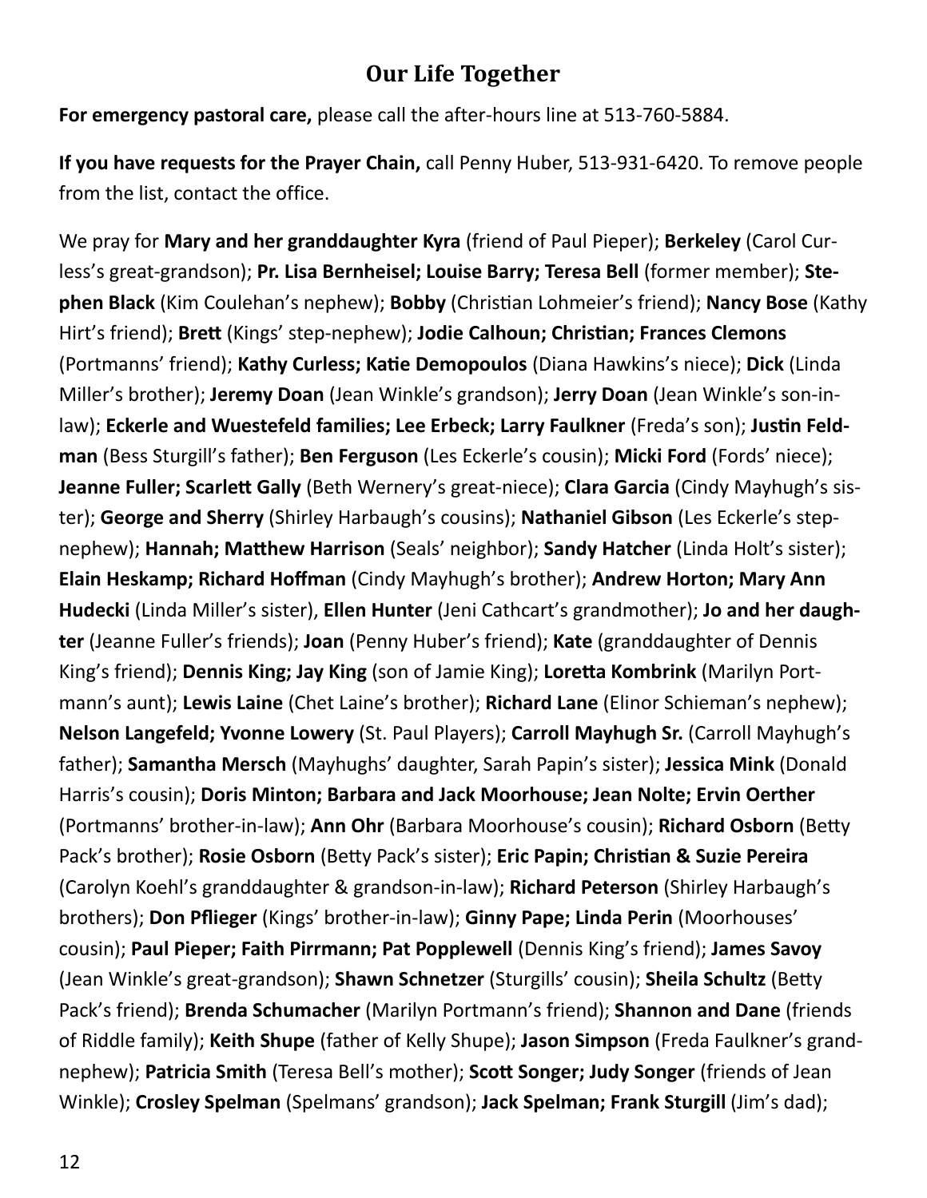## Our Life Together

**For emergency pastoral care,** please call the after-hours line at 513-760-5884.

**If you have requests for the Prayer Chain,** call Penny Huber, 513-931-6420. To remove people from the list, contact the office.

We pray for **Mary and her granddaughter Kyra** (friend of Paul Pieper); **Berkeley** (Carol Curless's great-grandson); **Pr. Lisa Bernheisel; Louise Barry; Teresa Bell** (former member); **Stephen Black** (Kim Coulehan's nephew); **Bobby** (Christian Lohmeier's friend); **Nancy Bose** (Kathy Hirt's friend); **Brett** (Kings' step-nephew); **Jodie Calhoun; Christian; Frances Clemons** (Portmanns' friend); **Kathy Curless; Katie Demopoulos** (Diana Hawkins's niece); **Dick** (Linda Miller's brother); **Jeremy Doan** (Jean Winkle's grandson); **Jerry Doan** (Jean Winkle's son-in-law); **Eckerle and Wuestefeld families; Lee Erbeck; Larry Faulkner** (Freda's son); **Justin Feldman** (Bess Sturgill's father); **Ben Ferguson** (Les Eckerle's cousin); **Micki Ford** (Fords' niece); **Jeanne Fuller; Scarlett Gally** (Beth Wernery's great-niece); **Clara Garcia** (Cindy Mayhugh's sister); **George and Sherry** (Shirley Harbaugh's cousins); **Nathaniel Gibson** (Les Eckerle's step-nephew); **Hannah; Matthew Harrison** (Seals' neighbor); **Sandy Hatcher** (Linda Holt's sister); **Elain Heskamp; Richard Hoffman** (Cindy Mayhugh's brother); **Andrew Horton; Mary Ann Hudecki** (Linda Miller's sister), **Ellen Hunter** (Jeni Cathcart's grandmother); **Jo and her daughter** (Jeanne Fuller's friends); **Joan** (Penny Huber's friend); **Kate** (granddaughter of Dennis King's friend); **Dennis King; Jay King** (son of Jamie King); **Loretta Kombrink** (Marilyn Portmann's aunt); **Lewis Laine** (Chet Laine's brother); **Richard Lane** (Elinor Schieman's nephew); **Nelson Langefeld; Yvonne Lowery** (St. Paul Players); **Carroll Mayhugh Sr.** (Carroll Mayhugh's father); **Samantha Mersch** (Mayhughs' daughter, Sarah Papin's sister); **Jessica Mink** (Donald Harris's cousin); **Doris Minton; Barbara and Jack Moorhouse; Jean Nolte; Ervin Oerther** (Portmanns' brother-in-law); **Ann Ohr** (Barbara Moorhouse's cousin); **Richard Osborn** (Betty Pack's brother); **Rosie Osborn** (Betty Pack's sister); **Eric Papin; Christian & Suzie Pereira** (Carolyn Koehl's granddaughter & grandson-in-law); **Richard Peterson** (Shirley Harbaugh's brothers); **Don Pflieger** (Kings' brother-in-law); **Ginny Pape; Linda Perin** (Moorhouses' cousin); **Paul Pieper; Faith Pirrmann; Pat Popplewell** (Dennis King's friend); **James Savoy** (Jean Winkle's great-grandson); **Shawn Schnetzer** (Sturgills' cousin); **Sheila Schultz** (Betty Pack's friend); **Brenda Schumacher** (Marilyn Portmann's friend); **Shannon and Dane** (friends of Riddle family); **Keith Shupe** (father of Kelly Shupe); **Jason Simpson** (Freda Faulkner's grand-nephew); **Patricia Smith** (Teresa Bell's mother); **Scott Songer; Judy Songer** (friends of Jean Winkle); **Crosley Spelman** (Spelmans' grandson); **Jack Spelman; Frank Sturgill** (Jim's dad);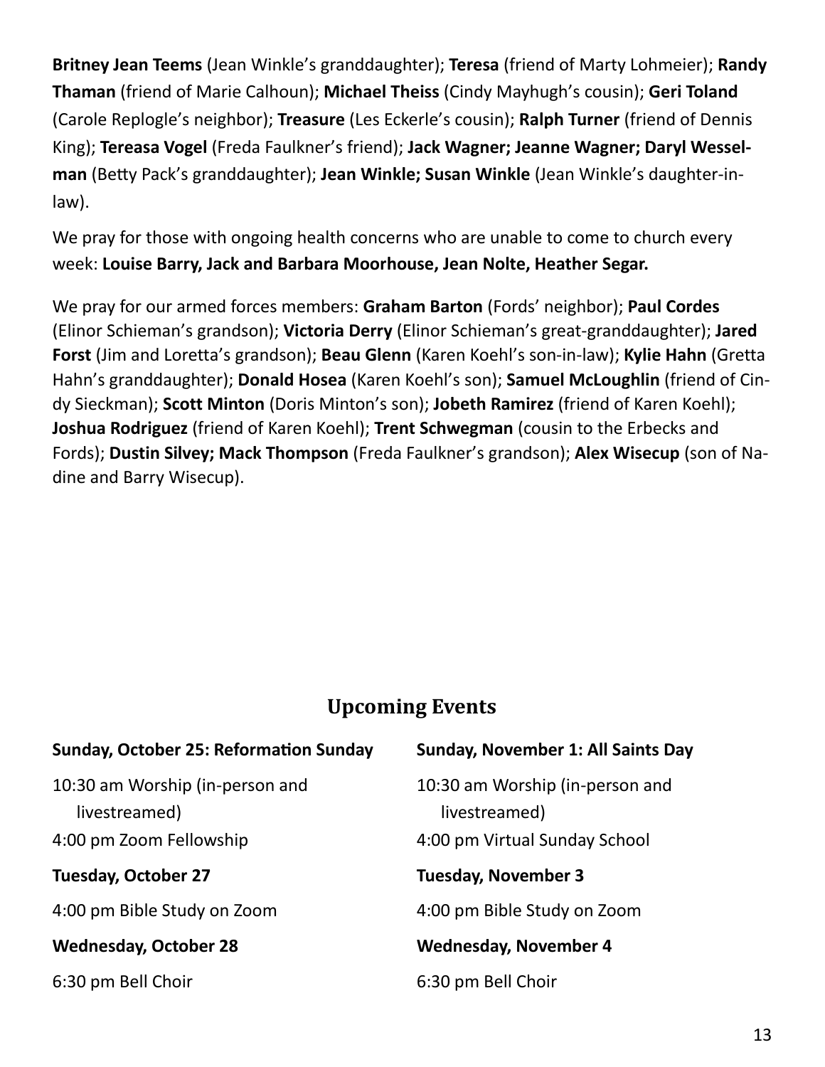**Britney Jean Teems** (Jean Winkle's granddaughter); **Teresa** (friend of Marty Lohmeier); **Randy Thaman** (friend of Marie Calhoun); **Michael Theiss** (Cindy Mayhugh's cousin); **Geri Toland** (Carole Replogle's neighbor); **Treasure** (Les Eckerle's cousin); **Ralph Turner** (friend of Dennis King); **Tereasa Vogel** (Freda Faulkner's friend); **Jack Wagner; Jeanne Wagner; Daryl Wesselman** (Betty Pack's granddaughter); **Jean Winkle; Susan Winkle** (Jean Winkle's daughter-in-law).

We pray for those with ongoing health concerns who are unable to come to church every week: **Louise Barry, Jack and Barbara Moorhouse, Jean Nolte, Heather Segar.**

We pray for our armed forces members: **Graham Barton** (Fords' neighbor); **Paul Cordes** (Elinor Schieman's grandson); **Victoria Derry** (Elinor Schieman's great-granddaughter); **Jared Forst** (Jim and Loretta's grandson); **Beau Glenn** (Karen Koehl's son-in-law); **Kylie Hahn** (Gretta Hahn's granddaughter); **Donald Hosea** (Karen Koehl's son); **Samuel McLoughlin** (friend of Cindy Sieckman); **Scott Minton** (Doris Minton's son); **Jobeth Ramirez** (friend of Karen Koehl); **Joshua Rodriguez** (friend of Karen Koehl); **Trent Schwegman** (cousin to the Erbecks and Fords); **Dustin Silvey; Mack Thompson** (Freda Faulkner's grandson); **Alex Wisecup** (son of Nadine and Barry Wisecup).

## Upcoming Events

**Sunday, October 25: Reformation Sunday**

10:30 am Worship (in-person and livestreamed)

4:00 pm Zoom Fellowship

**Tuesday, October 27**

4:00 pm Bible Study on Zoom

**Wednesday, October 28**

6:30 pm Bell Choir

**Sunday, November 1: All Saints Day**

10:30 am Worship (in-person and livestreamed)

4:00 pm Virtual Sunday School

**Tuesday, November 3**

4:00 pm Bible Study on Zoom

**Wednesday, November 4**

6:30 pm Bell Choir